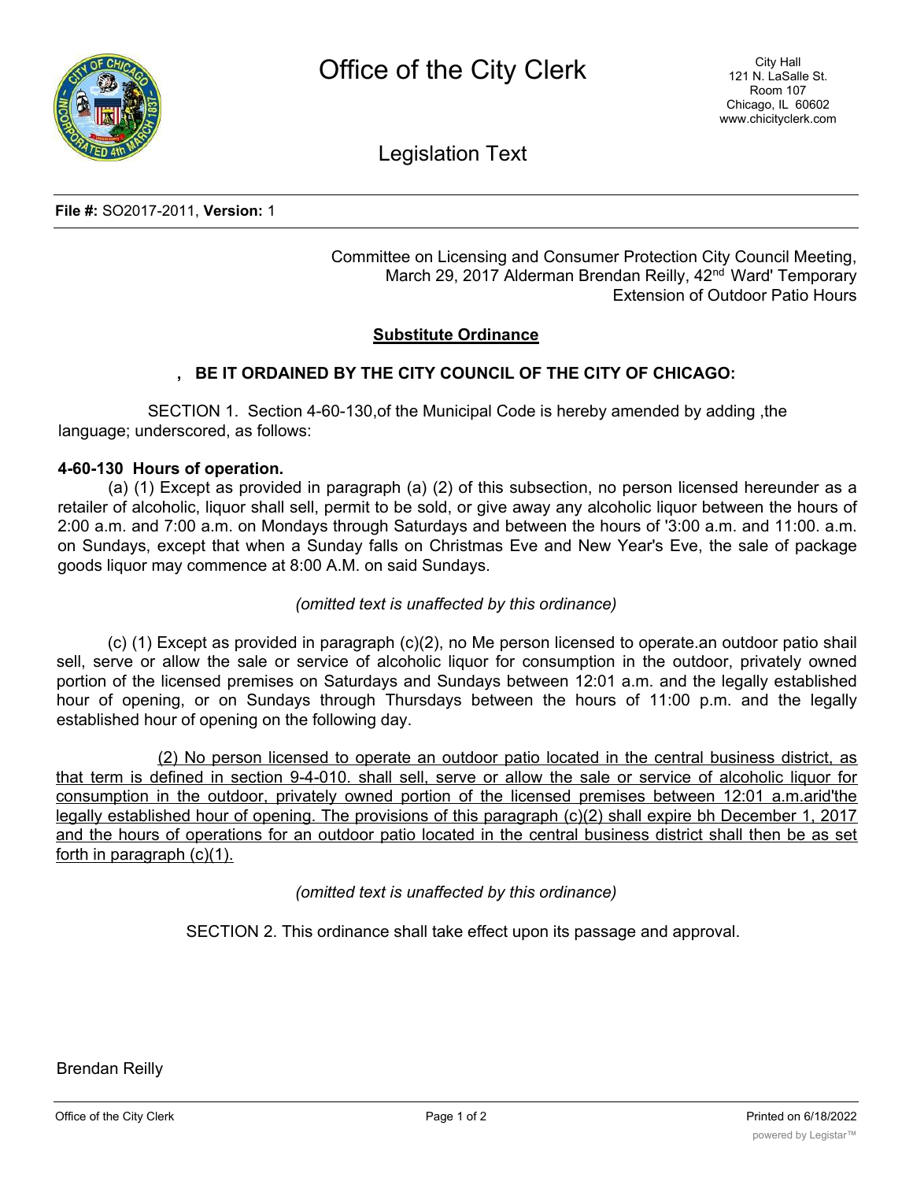# Office of the City Clerk

City Hall
121 N. LaSalle St.
Room 107
Chicago, IL 60602
www.chicityclerk.com

## Legislation Text

**File #:** SO2017-2011, **Version:** 1

Committee on Licensing and Consumer Protection City Council Meeting, March 29, 2017 Alderman Brendan Reilly, 42nd Ward' Temporary Extension of Outdoor Patio Hours

**Substitute Ordinance**

**, BE IT ORDAINED BY THE CITY COUNCIL OF THE CITY OF CHICAGO:**

SECTION 1. Section 4-60-130,of the Municipal Code is hereby amended by adding ,the language; underscored, as follows:

**4-60-130 Hours of operation.**

(a) (1) Except as provided in paragraph (a) (2) of this subsection, no person licensed hereunder as a retailer of alcoholic, liquor shall sell, permit to be sold, or give away any alcoholic liquor between the hours of 2:00 a.m. and 7:00 a.m. on Mondays through Saturdays and between the hours of '3:00 a.m. and 11:00. a.m. on Sundays, except that when a Sunday falls on Christmas Eve and New Year's Eve, the sale of package goods liquor may commence at 8:00 A.M. on said Sundays.

*(omitted text is unaffected by this ordinance)*

(c) (1) Except as provided in paragraph (c)(2), no Me person licensed to operate.an outdoor patio shail sell, serve or allow the sale or service of alcoholic liquor for consumption in the outdoor, privately owned portion of the licensed premises on Saturdays and Sundays between 12:01 a.m. and the legally established hour of opening, or on Sundays through Thursdays between the hours of 11:00 p.m. and the legally established hour of opening on the following day.

<u>(2) No person licensed to operate an outdoor patio located in the central business district, as that term is defined in section 9-4-010. shall sell, serve or allow the sale or service of alcoholic liquor for consumption in the outdoor, privately owned portion of the licensed premises between 12:01 a.m.arid'the legally established hour of opening. The provisions of this paragraph (c)(2) shall expire bh December 1, 2017 and the hours of operations for an outdoor patio located in the central business district shall then be as set forth in paragraph (c)(1).</u>

*(omitted text is unaffected by this ordinance)*

SECTION 2. This ordinance shall take effect upon its passage and approval.

Brendan Reilly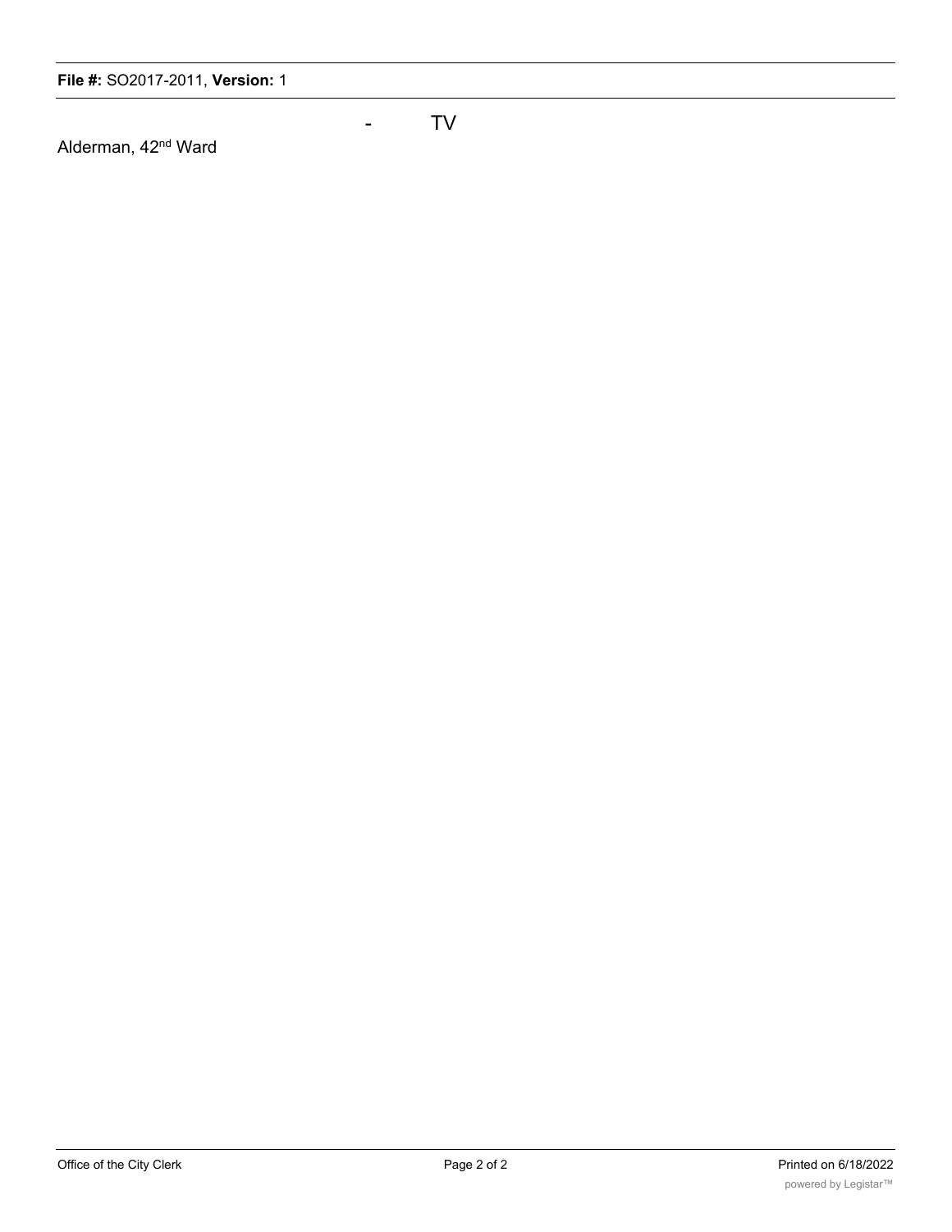- TV

Alderman, 42nd Ward